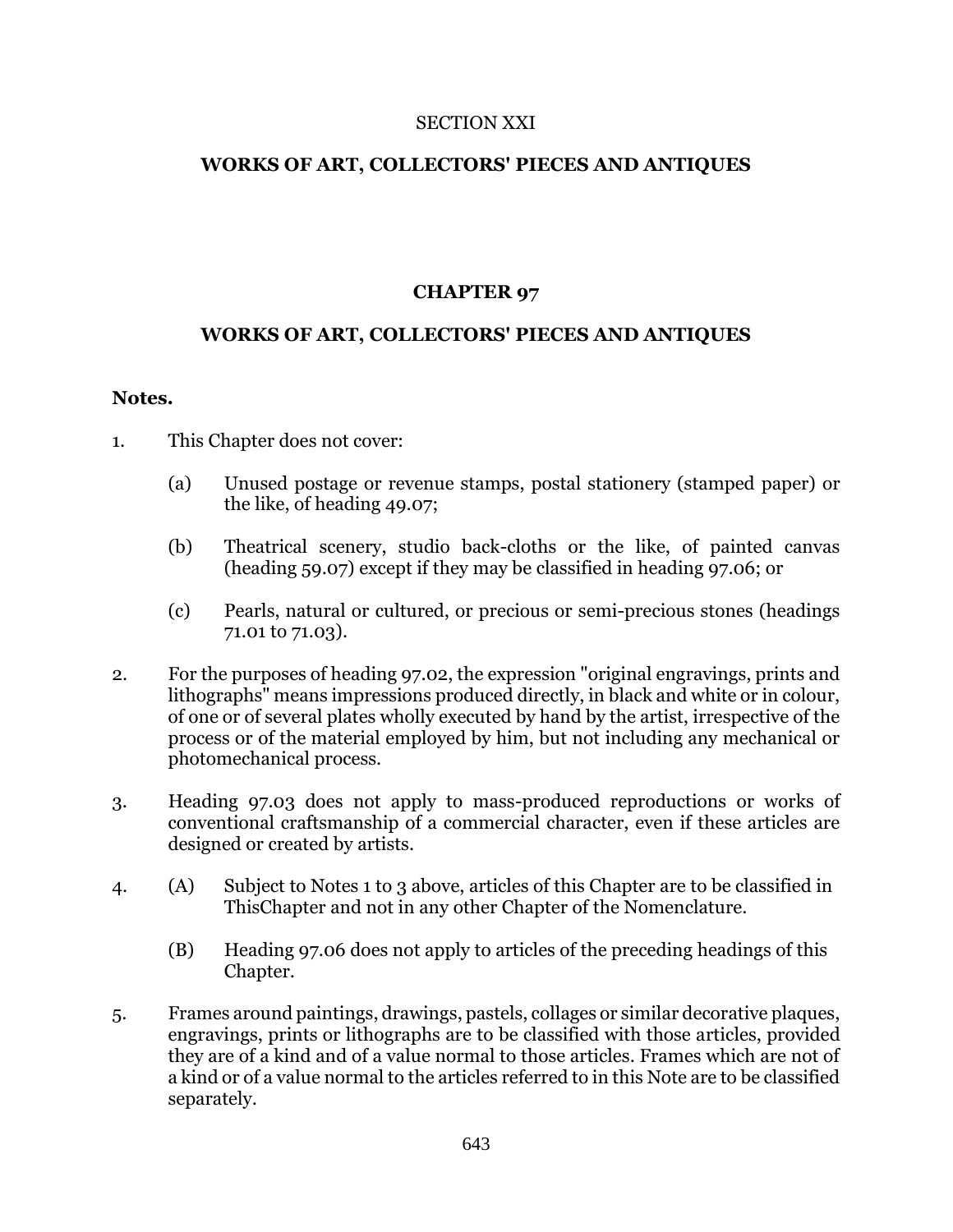SECTION XXI

## WORKS OF ART, COLLECTORS' PIECES AND ANTIQUES

# CHAPTER 97

## WORKS OF ART, COLLECTORS' PIECES AND ANTIQUES

**Notes.**

1. This Chapter does not cover:

   (a) Unused postage or revenue stamps, postal stationery (stamped paper) or the like, of heading 49.07;

   (b) Theatrical scenery, studio back-cloths or the like, of painted canvas (heading 59.07) except if they may be classified in heading 97.06; or

   (c) Pearls, natural or cultured, or precious or semi-precious stones (headings 71.01 to 71.03).

2. For the purposes of heading 97.02, the expression "original engravings, prints and lithographs" means impressions produced directly, in black and white or in colour, of one or of several plates wholly executed by hand by the artist, irrespective of the process or of the material employed by him, but not including any mechanical or photomechanical process.

3. Heading 97.03 does not apply to mass-produced reproductions or works of conventional craftsmanship of a commercial character, even if these articles are designed or created by artists.

4. (A) Subject to Notes 1 to 3 above, articles of this Chapter are to be classified in ThisChapter and not in any other Chapter of the Nomenclature.

   (B) Heading 97.06 does not apply to articles of the preceding headings of this Chapter.

5. Frames around paintings, drawings, pastels, collages or similar decorative plaques, engravings, prints or lithographs are to be classified with those articles, provided they are of a kind and of a value normal to those articles. Frames which are not of a kind or of a value normal to the articles referred to in this Note are to be classified separately.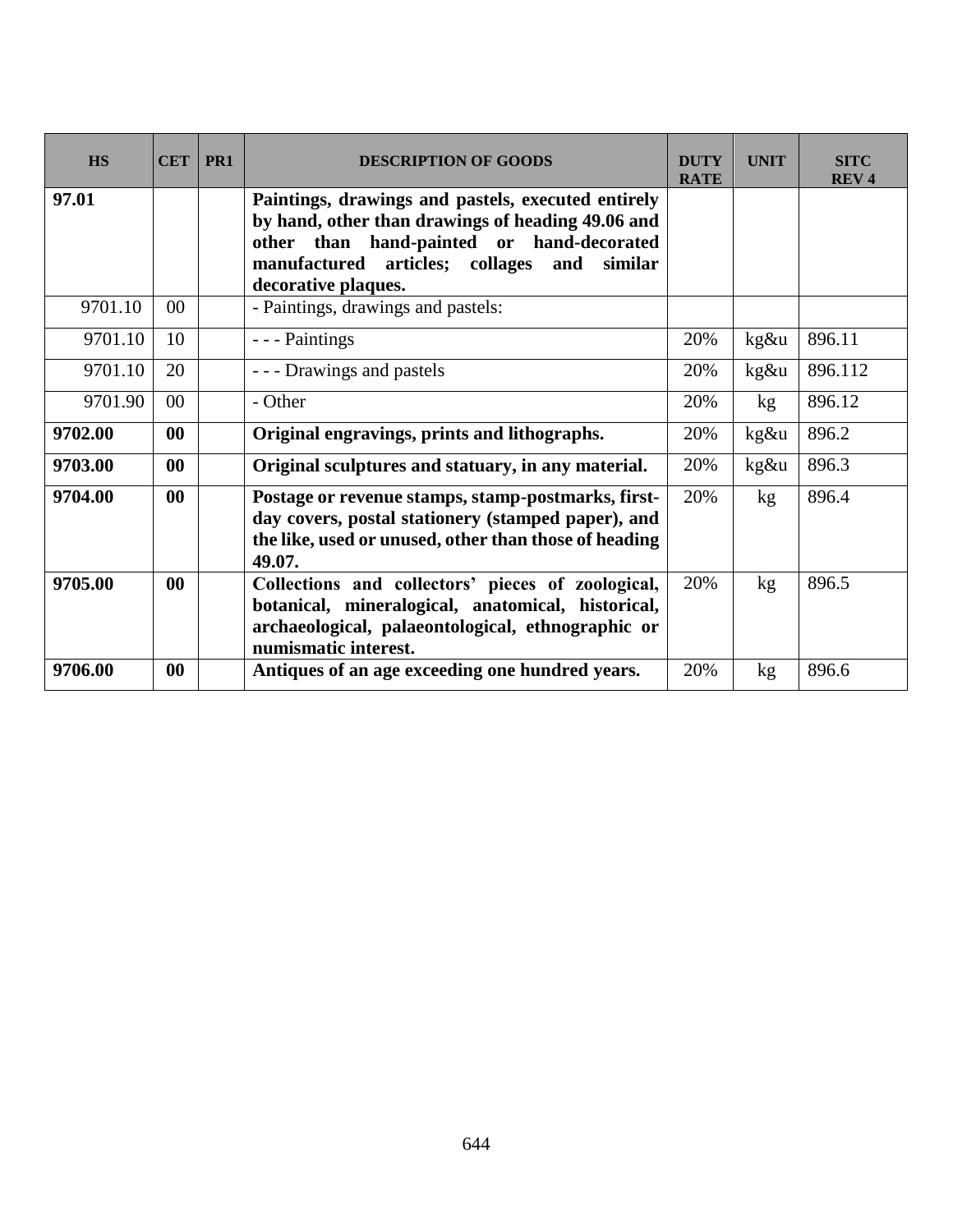| HS | CET | PR1 | DESCRIPTION OF GOODS | DUTY RATE | UNIT | SITC REV 4 |
|---|---|---|---|---|---|---|
| **97.01** | | | **Paintings, drawings and pastels, executed entirely by hand, other than drawings of heading 49.06 and other than hand-painted or hand-decorated manufactured articles; collages and similar decorative plaques.** | | | |
| 9701.10 | 00 | | - Paintings, drawings and pastels: | | | |
| 9701.10 | 10 | | - - - Paintings | 20% | kg&u | 896.11 |
| 9701.10 | 20 | | - - - Drawings and pastels | 20% | kg&u | 896.112 |
| 9701.90 | 00 | | - Other | 20% | kg | 896.12 |
| **9702.00** | **00** | | **Original engravings, prints and lithographs.** | 20% | kg&u | 896.2 |
| **9703.00** | **00** | | **Original sculptures and statuary, in any material.** | 20% | kg&u | 896.3 |
| **9704.00** | **00** | | **Postage or revenue stamps, stamp-postmarks, first-day covers, postal stationery (stamped paper), and the like, used or unused, other than those of heading 49.07.** | 20% | kg | 896.4 |
| **9705.00** | **00** | | **Collections and collectors' pieces of zoological, botanical, mineralogical, anatomical, historical, archaeological, palaeontological, ethnographic or numismatic interest.** | 20% | kg | 896.5 |
| **9706.00** | **00** | | **Antiques of an age exceeding one hundred years.** | 20% | kg | 896.6 |